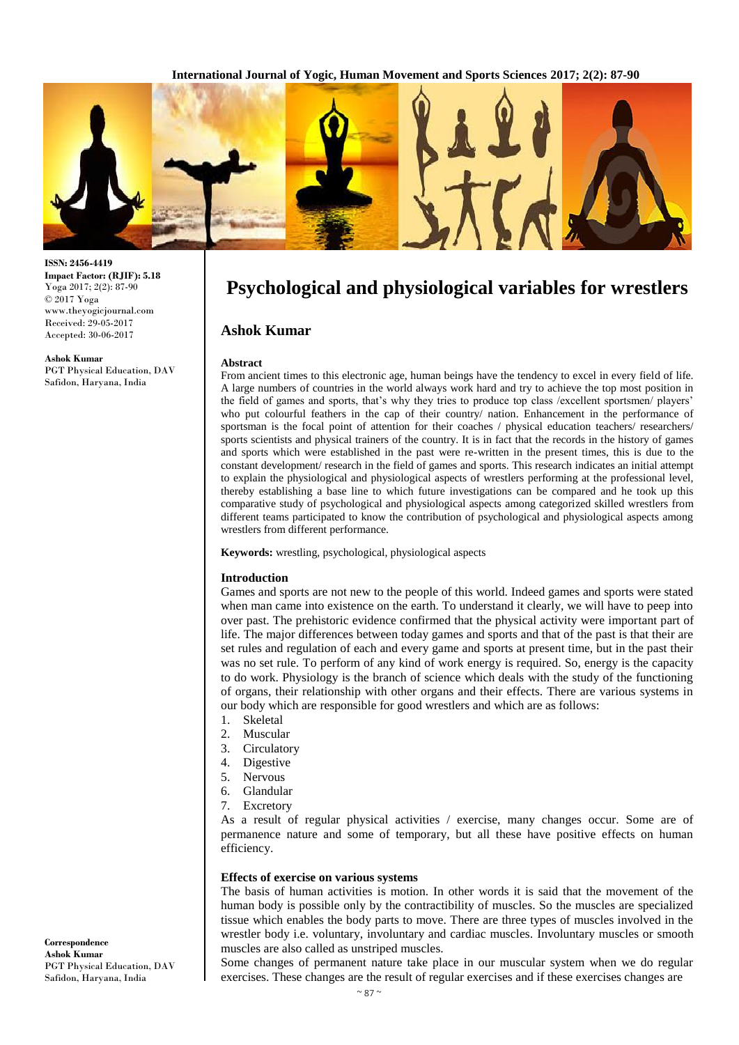ISSN: 2456-4419
**Impact Factor: (RJIF): 5.18**
Yoga 2017; 2(2): 87-90
© 2017 Yoga
www.theyogicjournal.com
Received: 29-05-2017
Accepted: 30-06-2017

**Ashok Kumar**
PGT Physical Education, DAV Safidon, Haryana, India

**Correspondence**
**Ashok Kumar**
PGT Physical Education, DAV Safidon, Haryana, India

# Psychological and physiological variables for wrestlers

## Ashok Kumar

### Abstract

From ancient times to this electronic age, human beings have the tendency to excel in every field of life. A large numbers of countries in the world always work hard and try to achieve the top most position in the field of games and sports, that's why they tries to produce top class /excellent sportsmen/ players' who put colourful feathers in the cap of their country/ nation. Enhancement in the performance of sportsman is the focal point of attention for their coaches / physical education teachers/ researchers/ sports scientists and physical trainers of the country. It is in fact that the records in the history of games and sports which were established in the past were re-written in the present times, this is due to the constant development/ research in the field of games and sports. This research indicates an initial attempt to explain the physiological and physiological aspects of wrestlers performing at the professional level, thereby establishing a base line to which future investigations can be compared and he took up this comparative study of psychological and physiological aspects among categorized skilled wrestlers from different teams participated to know the contribution of psychological and physiological aspects among wrestlers from different performance.

**Keywords:** wrestling, psychological, physiological aspects

### Introduction

Games and sports are not new to the people of this world. Indeed games and sports were stated when man came into existence on the earth. To understand it clearly, we will have to peep into over past. The prehistoric evidence confirmed that the physical activity were important part of life. The major differences between today games and sports and that of the past is that their are set rules and regulation of each and every game and sports at present time, but in the past their was no set rule. To perform of any kind of work energy is required. So, energy is the capacity to do work. Physiology is the branch of science which deals with the study of the functioning of organs, their relationship with other organs and their effects. There are various systems in our body which are responsible for good wrestlers and which are as follows:

1. Skeletal
2. Muscular
3. Circulatory
4. Digestive
5. Nervous
6. Glandular
7. Excretory

As a result of regular physical activities / exercise, many changes occur. Some are of permanence nature and some of temporary, but all these have positive effects on human efficiency.

### Effects of exercise on various systems

The basis of human activities is motion. In other words it is said that the movement of the human body is possible only by the contractibility of muscles. So the muscles are specialized tissue which enables the body parts to move. There are three types of muscles involved in the wrestler body i.e. voluntary, involuntary and cardiac muscles. Involuntary muscles or smooth muscles are also called as unstriped muscles.

Some changes of permanent nature take place in our muscular system when we do regular exercises. These changes are the result of regular exercises and if these exercises changes are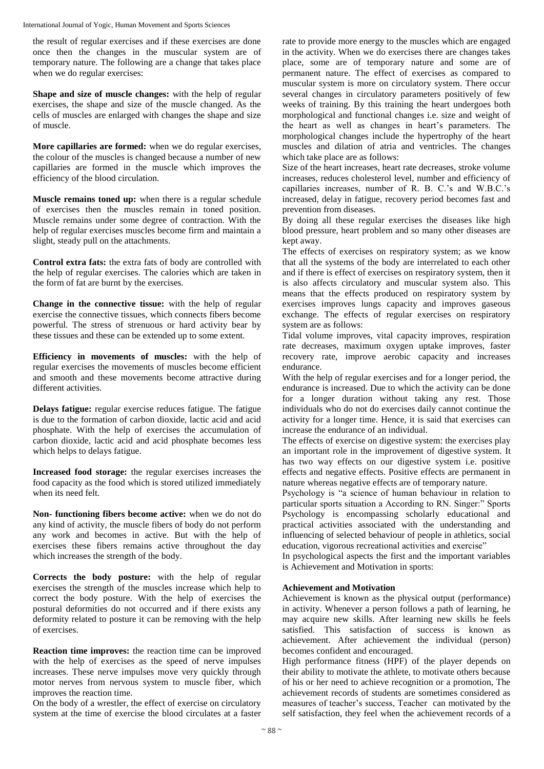the result of regular exercises and if these exercises are done once then the changes in the muscular system are of temporary nature. The following are a change that takes place when we do regular exercises:

**Shape and size of muscle changes:** with the help of regular exercises, the shape and size of the muscle changed. As the cells of muscles are enlarged with changes the shape and size of muscle.

**More capillaries are formed:** when we do regular exercises, the colour of the muscles is changed because a number of new capillaries are formed in the muscle which improves the efficiency of the blood circulation.

**Muscle remains toned up:** when there is a regular schedule of exercises then the muscles remain in toned position. Muscle remains under some degree of contraction. With the help of regular exercises muscles become firm and maintain a slight, steady pull on the attachments.

**Control extra fats:** the extra fats of body are controlled with the help of regular exercises. The calories which are taken in the form of fat are burnt by the exercises.

**Change in the connective tissue:** with the help of regular exercise the connective tissues, which connects fibers become powerful. The stress of strenuous or hard activity bear by these tissues and these can be extended up to some extent.

**Efficiency in movements of muscles:** with the help of regular exercises the movements of muscles become efficient and smooth and these movements become attractive during different activities.

**Delays fatigue:** regular exercise reduces fatigue. The fatigue is due to the formation of carbon dioxide, lactic acid and acid phosphate. With the help of exercises the accumulation of carbon dioxide, lactic acid and acid phosphate becomes less which helps to delays fatigue.

**Increased food storage:** the regular exercises increases the food capacity as the food which is stored utilized immediately when its need felt.

**Non- functioning fibers become active:** when we do not do any kind of activity, the muscle fibers of body do not perform any work and becomes in active. But with the help of exercises these fibers remains active throughout the day which increases the strength of the body.

**Corrects the body posture:** with the help of regular exercises the strength of the muscles increase which help to correct the body posture. With the help of exercises the postural deformities do not occurred and if there exists any deformity related to posture it can be removing with the help of exercises.

**Reaction time improves:** the reaction time can be improved with the help of exercises as the speed of nerve impulses increases. These nerve impulses move very quickly through motor nerves from nervous system to muscle fiber, which improves the reaction time.

On the body of a wrestler, the effect of exercise on circulatory system at the time of exercise the blood circulates at a faster rate to provide more energy to the muscles which are engaged in the activity. When we do exercises there are changes takes place, some are of temporary nature and some are of permanent nature. The effect of exercises as compared to muscular system is more on circulatory system. There occur several changes in circulatory parameters positively of few weeks of training. By this training the heart undergoes both morphological and functional changes i.e. size and weight of the heart as well as changes in heart's parameters. The morphological changes include the hypertrophy of the heart muscles and dilation of atria and ventricles. The changes which take place are as follows:

Size of the heart increases, heart rate decreases, stroke volume increases, reduces cholesterol level, number and efficiency of capillaries increases, number of R. B. C.'s and W.B.C.'s increased, delay in fatigue, recovery period becomes fast and prevention from diseases.

By doing all these regular exercises the diseases like high blood pressure, heart problem and so many other diseases are kept away.

The effects of exercises on respiratory system; as we know that all the systems of the body are interrelated to each other and if there is effect of exercises on respiratory system, then it is also affects circulatory and muscular system also. This means that the effects produced on respiratory system by exercises improves lungs capacity and improves gaseous exchange. The effects of regular exercises on respiratory system are as follows:

Tidal volume improves, vital capacity improves, respiration rate decreases, maximum oxygen uptake improves, faster recovery rate, improve aerobic capacity and increases endurance.

With the help of regular exercises and for a longer period, the endurance is increased. Due to which the activity can be done for a longer duration without taking any rest. Those individuals who do not do exercises daily cannot continue the activity for a longer time. Hence, it is said that exercises can increase the endurance of an individual.

The effects of exercise on digestive system: the exercises play an important role in the improvement of digestive system. It has two way effects on our digestive system i.e. positive effects and negative effects. Positive effects are permanent in nature whereas negative effects are of temporary nature.

Psychology is "a science of human behaviour in relation to particular sports situation a According to RN. Singer:" Sports Psychology is encompassing scholarly educational and practical activities associated with the understanding and influencing of selected behaviour of people in athletics, social education, vigorous recreational activities and exercise"

In psychological aspects the first and the important variables is Achievement and Motivation in sports:

### Achievement and Motivation

Achievement is known as the physical output (performance) in activity. Whenever a person follows a path of learning, he may acquire new skills. After learning new skills he feels satisfied. This satisfaction of success is known as achievement. After achievement the individual (person) becomes confident and encouraged.

High performance fitness (HPF) of the player depends on their ability to motivate the athlete, to motivate others because of his or her need to achieve recognition or a promotion, The achievement records of students are sometimes considered as measures of teacher's success, Teacher can motivated by the self satisfaction, they feel when the achievement records of a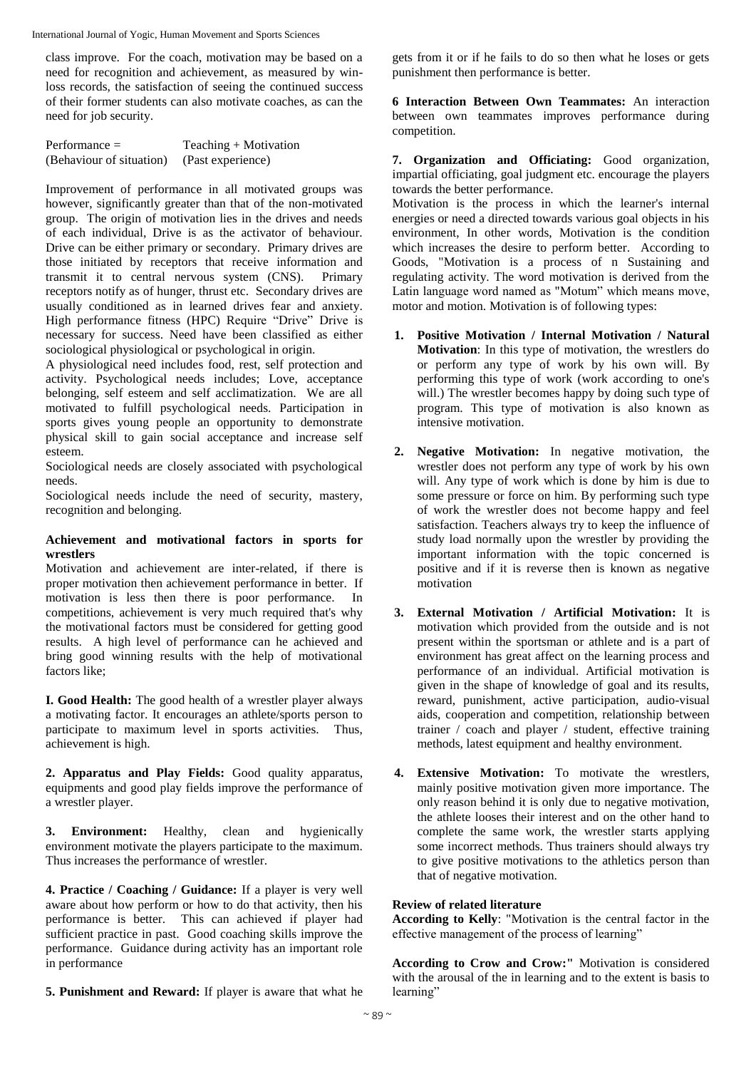class improve. For the coach, motivation may be based on a need for recognition and achievement, as measured by win-loss records, the satisfaction of seeing the continued success of their former students can also motivate coaches, as can the need for job security.

| Performance = | Teaching + Motivation |
|---|---|
| (Behaviour of situation) | (Past experience) |

Improvement of performance in all motivated groups was however, significantly greater than that of the non-motivated group. The origin of motivation lies in the drives and needs of each individual, Drive is as the activator of behaviour. Drive can be either primary or secondary. Primary drives are those initiated by receptors that receive information and transmit it to central nervous system (CNS). Primary receptors notify as of hunger, thrust etc. Secondary drives are usually conditioned as in learned drives fear and anxiety. High performance fitness (HPC) Require "Drive" Drive is necessary for success. Need have been classified as either sociological physiological or psychological in origin.

A physiological need includes food, rest, self protection and activity. Psychological needs includes; Love, acceptance belonging, self esteem and self acclimatization. We are all motivated to fulfill psychological needs. Participation in sports gives young people an opportunity to demonstrate physical skill to gain social acceptance and increase self esteem.

Sociological needs are closely associated with psychological needs.

Sociological needs include the need of security, mastery, recognition and belonging.

**Achievement and motivational factors in sports for wrestlers**

Motivation and achievement are inter-related, if there is proper motivation then achievement performance in better. If motivation is less then there is poor performance. In competitions, achievement is very much required that's why the motivational factors must be considered for getting good results. A high level of performance can he achieved and bring good winning results with the help of motivational factors like;

**I. Good Health:** The good health of a wrestler player always a motivating factor. It encourages an athlete/sports person to participate to maximum level in sports activities. Thus, achievement is high.

**2. Apparatus and Play Fields:** Good quality apparatus, equipments and good play fields improve the performance of a wrestler player.

**3. Environment:** Healthy, clean and hygienically environment motivate the players participate to the maximum. Thus increases the performance of wrestler.

**4. Practice / Coaching / Guidance:** If a player is very well aware about how perform or how to do that activity, then his performance is better. This can achieved if player had sufficient practice in past. Good coaching skills improve the performance. Guidance during activity has an important role in performance

**5. Punishment and Reward:** If player is aware that what he gets from it or if he fails to do so then what he loses or gets punishment then performance is better.

**6 Interaction Between Own Teammates:** An interaction between own teammates improves performance during competition.

**7. Organization and Officiating:** Good organization, impartial officiating, goal judgment etc. encourage the players towards the better performance.

Motivation is the process in which the learner's internal energies or need a directed towards various goal objects in his environment, In other words, Motivation is the condition which increases the desire to perform better. According to Goods, "Motivation is a process of n Sustaining and regulating activity. The word motivation is derived from the Latin language word named as "Motum" which means move, motor and motion. Motivation is of following types:

1. **Positive Motivation / Internal Motivation / Natural Motivation**: In this type of motivation, the wrestlers do or perform any type of work by his own will. By performing this type of work (work according to one's will.) The wrestler becomes happy by doing such type of program. This type of motivation is also known as intensive motivation.
2. **Negative Motivation:** In negative motivation, the wrestler does not perform any type of work by his own will. Any type of work which is done by him is due to some pressure or force on him. By performing such type of work the wrestler does not become happy and feel satisfaction. Teachers always try to keep the influence of study load normally upon the wrestler by providing the important information with the topic concerned is positive and if it is reverse then is known as negative motivation
3. **External Motivation / Artificial Motivation:** It is motivation which provided from the outside and is not present within the sportsman or athlete and is a part of environment has great affect on the learning process and performance of an individual. Artificial motivation is given in the shape of knowledge of goal and its results, reward, punishment, active participation, audio-visual aids, cooperation and competition, relationship between trainer / coach and player / student, effective training methods, latest equipment and healthy environment.
4. **Extensive Motivation:** To motivate the wrestlers, mainly positive motivation given more importance. The only reason behind it is only due to negative motivation, the athlete looses their interest and on the other hand to complete the same work, the wrestler starts applying some incorrect methods. Thus trainers should always try to give positive motivations to the athletics person than that of negative motivation.

**Review of related literature**

**According to Kelly**: "Motivation is the central factor in the effective management of the process of learning"

**According to Crow and Crow:"** Motivation is considered with the arousal of the in learning and to the extent is basis to learning"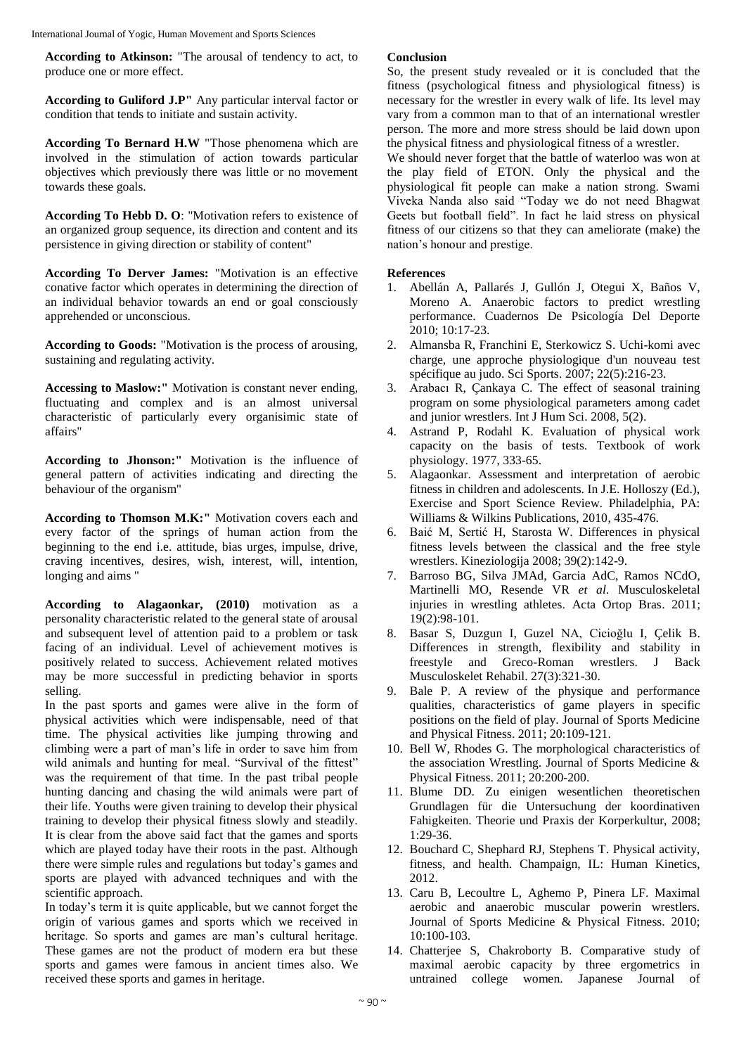**According to Atkinson:** "The arousal of tendency to act, to produce one or more effect.

**According to Guliford J.P"** Any particular interval factor or condition that tends to initiate and sustain activity.

**According To Bernard H.W** "Those phenomena which are involved in the stimulation of action towards particular objectives which previously there was little or no movement towards these goals.

**According To Hebb D. O**: "Motivation refers to existence of an organized group sequence, its direction and content and its persistence in giving direction or stability of content"

**According To Derver James:** "Motivation is an effective conative factor which operates in determining the direction of an individual behavior towards an end or goal consciously apprehended or unconscious.

**According to Goods:** "Motivation is the process of arousing, sustaining and regulating activity.

**Accessing to Maslow:"** Motivation is constant never ending, fluctuating and complex and is an almost universal characteristic of particularly every organisimic state of affairs"

**According to Jhonson:"** Motivation is the influence of general pattern of activities indicating and directing the behaviour of the organism"

**According to Thomson M.K:"** Motivation covers each and every factor of the springs of human action from the beginning to the end i.e. attitude, bias urges, impulse, drive, craving incentives, desires, wish, interest, will, intention, longing and aims "

**According to Alagaonkar, (2010)** motivation as a personality characteristic related to the general state of arousal and subsequent level of attention paid to a problem or task facing of an individual. Level of achievement motives is positively related to success. Achievement related motives may be more successful in predicting behavior in sports selling.

In the past sports and games were alive in the form of physical activities which were indispensable, need of that time. The physical activities like jumping throwing and climbing were a part of man's life in order to save him from wild animals and hunting for meal. "Survival of the fittest" was the requirement of that time. In the past tribal people hunting dancing and chasing the wild animals were part of their life. Youths were given training to develop their physical training to develop their physical fitness slowly and steadily. It is clear from the above said fact that the games and sports which are played today have their roots in the past. Although there were simple rules and regulations but today's games and sports are played with advanced techniques and with the scientific approach.

In today's term it is quite applicable, but we cannot forget the origin of various games and sports which we received in heritage. So sports and games are man's cultural heritage. These games are not the product of modern era but these sports and games were famous in ancient times also. We received these sports and games in heritage.

## Conclusion

So, the present study revealed or it is concluded that the fitness (psychological fitness and physiological fitness) is necessary for the wrestler in every walk of life. Its level may vary from a common man to that of an international wrestler person. The more and more stress should be laid down upon the physical fitness and physiological fitness of a wrestler.

We should never forget that the battle of waterloo was won at the play field of ETON. Only the physical and the physiological fit people can make a nation strong. Swami Viveka Nanda also said "Today we do not need Bhagwat Geets but football field". In fact he laid stress on physical fitness of our citizens so that they can ameliorate (make) the nation's honour and prestige.

## References

1. Abellán A, Pallarés J, Gullón J, Otegui X, Baños V, Moreno A. Anaerobic factors to predict wrestling performance. Cuadernos De Psicología Del Deporte 2010; 10:17-23.
2. Almansba R, Franchini E, Sterkowicz S. Uchi-komi avec charge, une approche physiologique d'un nouveau test spécifique au judo. Sci Sports. 2007; 22(5):216-23.
3. Arabacı R, Çankaya C. The effect of seasonal training program on some physiological parameters among cadet and junior wrestlers. Int J Hum Sci. 2008, 5(2).
4. Astrand P, Rodahl K. Evaluation of physical work capacity on the basis of tests. Textbook of work physiology. 1977, 333-65.
5. Alagaonkar. Assessment and interpretation of aerobic fitness in children and adolescents. In J.E. Holloszy (Ed.), Exercise and Sport Science Review. Philadelphia, PA: Williams & Wilkins Publications, 2010, 435-476.
6. Baić M, Sertić H, Starosta W. Differences in physical fitness levels between the classical and the free style wrestlers. Kineziologija 2008; 39(2):142-9.
7. Barroso BG, Silva JMAd, Garcia AdC, Ramos NCdO, Martinelli MO, Resende VR *et al*. Musculoskeletal injuries in wrestling athletes. Acta Ortop Bras. 2011; 19(2):98-101.
8. Basar S, Duzgun I, Guzel NA, Cicioğlu I, Çelik B. Differences in strength, flexibility and stability in freestyle and Greco-Roman wrestlers. J Back Musculoskelet Rehabil. 27(3):321-30.
9. Bale P. A review of the physique and performance qualities, characteristics of game players in specific positions on the field of play. Journal of Sports Medicine and Physical Fitness. 2011; 20:109-121.
10. Bell W, Rhodes G. The morphological characteristics of the association Wrestling. Journal of Sports Medicine & Physical Fitness. 2011; 20:200-200.
11. Blume DD. Zu einigen wesentlichen theoretischen Grundlagen für die Untersuchung der koordinativen Fahigkeiten. Theorie und Praxis der Korperkultur, 2008; 1:29-36.
12. Bouchard C, Shephard RJ, Stephens T. Physical activity, fitness, and health. Champaign, IL: Human Kinetics, 2012.
13. Caru B, Lecoultre L, Aghemo P, Pinera LF. Maximal aerobic and anaerobic muscular powerin wrestlers. Journal of Sports Medicine & Physical Fitness. 2010; 10:100-103.
14. Chatterjee S, Chakroborty B. Comparative study of maximal aerobic capacity by three ergometrics in untrained college women. Japanese Journal of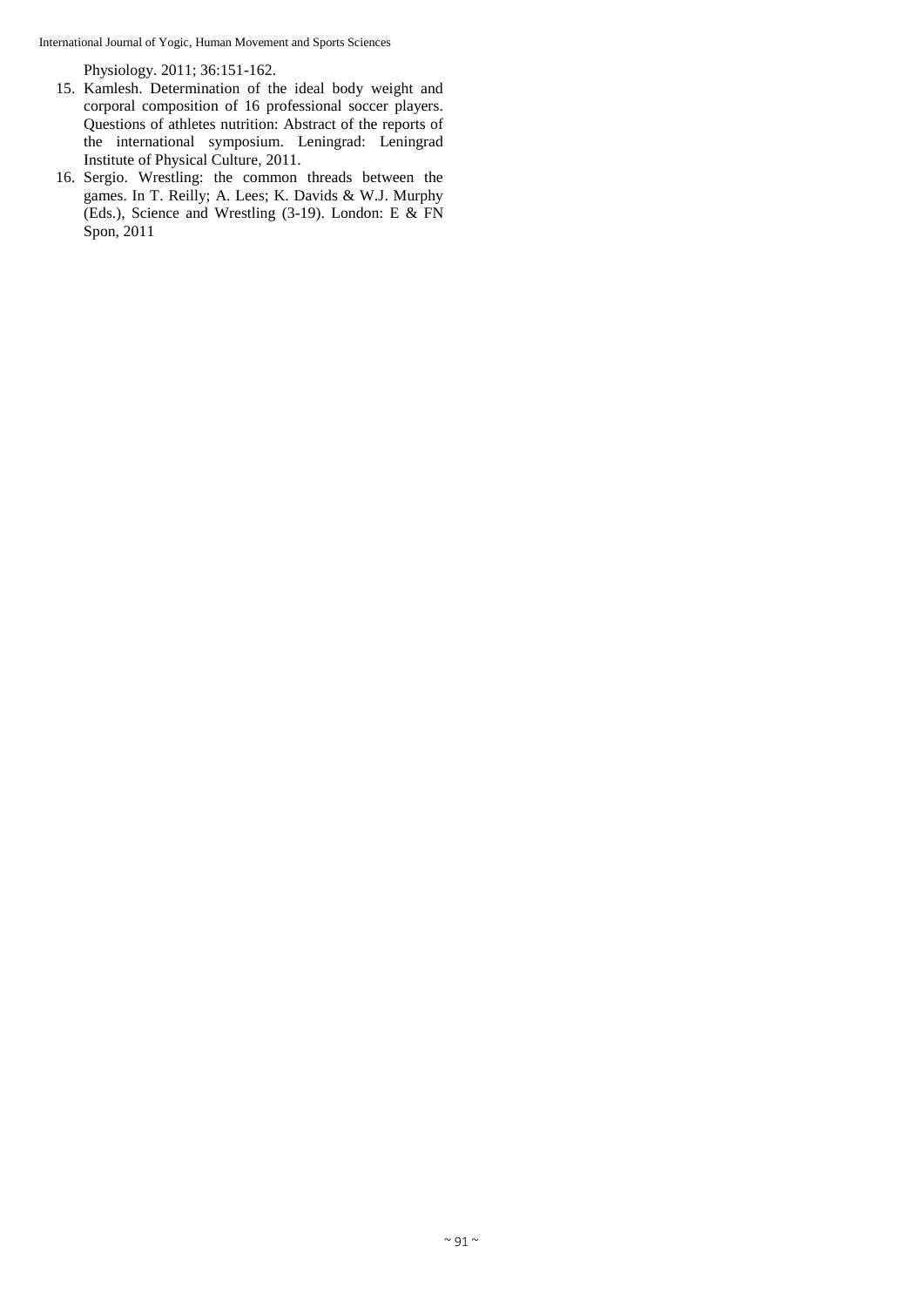Physiology. 2011; 36:151-162.

15. Kamlesh. Determination of the ideal body weight and corporal composition of 16 professional soccer players. Questions of athletes nutrition: Abstract of the reports of the international symposium. Leningrad: Leningrad Institute of Physical Culture, 2011.
16. Sergio. Wrestling: the common threads between the games. In T. Reilly; A. Lees; K. Davids & W.J. Murphy (Eds.), Science and Wrestling (3-19). London: E & FN Spon, 2011